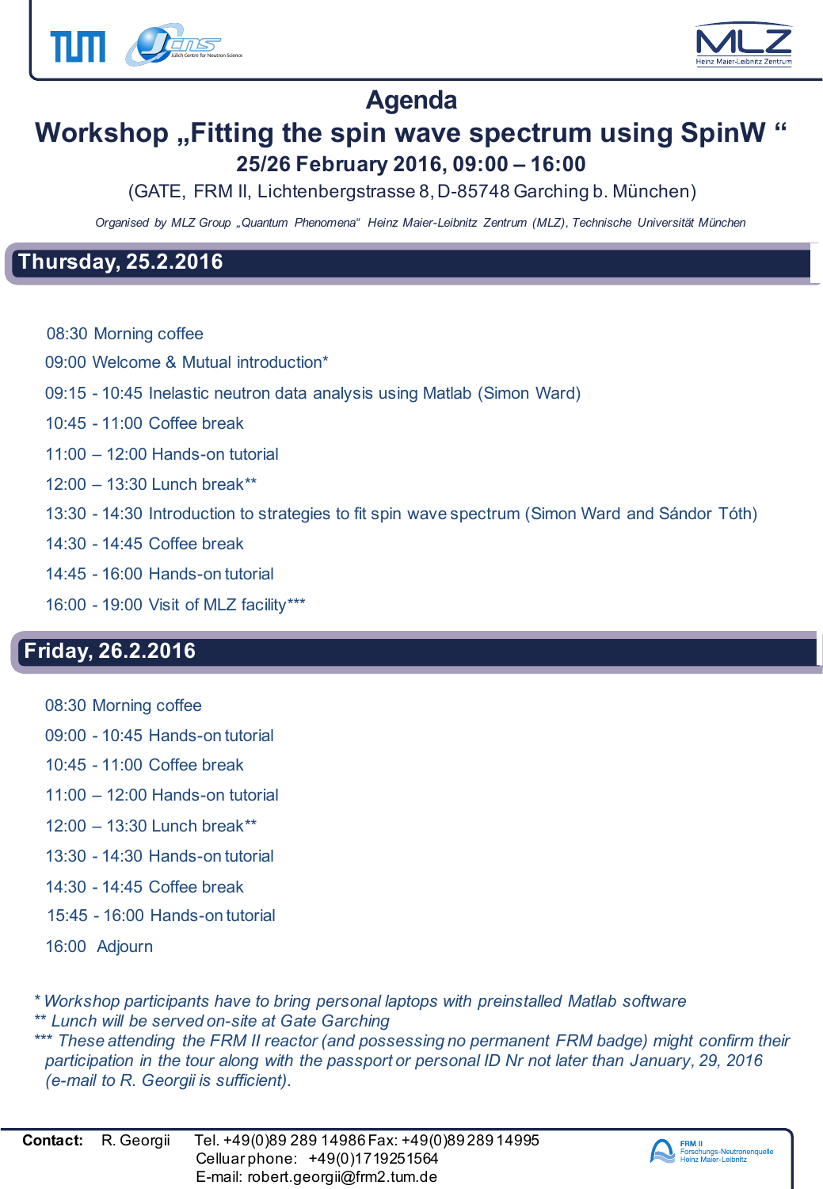# Agenda

# Workshop „Fitting the spin wave spectrum using SpinW "

### 25/26 February 2016, 09:00 – 16:00

(GATE, FRM II, Lichtenbergstrasse 8, D-85748 Garching b. München)

*Organised by MLZ Group „Quantum Phenomena" Heinz Maier-Leibnitz Zentrum (MLZ), Technische Universität München*

## Thursday, 25.2.2016

08:30 Morning coffee

09:00 Welcome & Mutual introduction*

09:15 - 10:45 Inelastic neutron data analysis using Matlab (Simon Ward)

10:45 - 11:00 Coffee break

11:00 – 12:00 Hands-on tutorial

12:00 – 13:30 Lunch break**

13:30 - 14:30 Introduction to strategies to fit spin wave spectrum (Simon Ward and Sándor Tóth)

14:30 - 14:45 Coffee break

14:45 - 16:00 Hands-on tutorial

16:00 - 19:00 Visit of MLZ facility***

## Friday, 26.2.2016

08:30 Morning coffee

09:00 - 10:45 Hands-on tutorial

10:45 - 11:00 Coffee break

11:00 – 12:00 Hands-on tutorial

12:00 – 13:30 Lunch break**

13:30 - 14:30 Hands-on tutorial

14:30 - 14:45 Coffee break

15:45 - 16:00 Hands-on tutorial

16:00 Adjourn

*\* Workshop participants have to bring personal laptops with preinstalled Matlab software*
*\*\* Lunch will be served on-site at Gate Garching*
*\*\*\* These attending the FRM II reactor (and possessing no permanent FRM badge) might confirm their participation in the tour along with the passport or personal ID Nr not later than January, 29, 2016 (e-mail to R. Georgii is sufficient).*

**Contact:** R. Georgii Tel. +49(0)89 289 14986 Fax: +49(0)89 289 14995
Celluar phone: +49(0)171 9251564
E-mail: robert.georgii@frm2.tum.de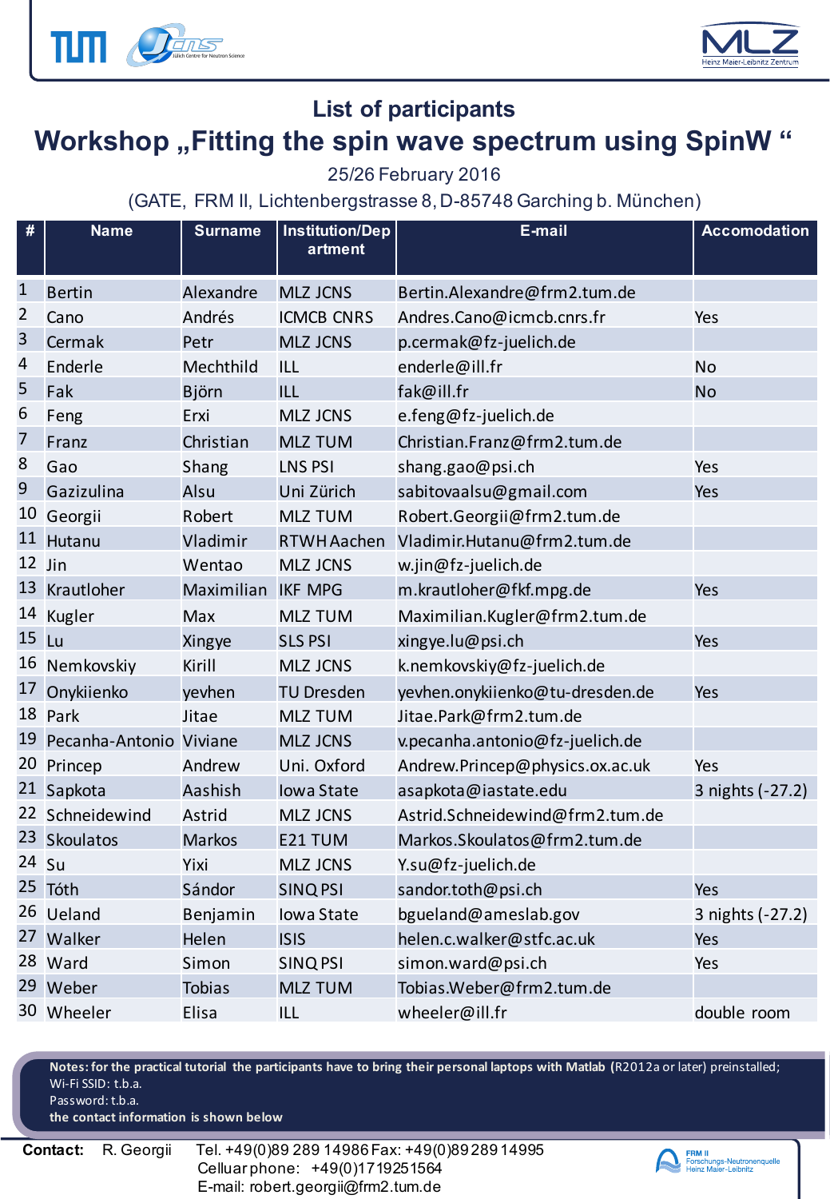# List of participants

## Workshop „Fitting the spin wave spectrum using SpinW "

25/26 February 2016

(GATE, FRM II, Lichtenbergstrasse 8, D-85748 Garching b. München)

| # | Name | Surname | Institution/Department | E-mail | Accomodation |
|---|---|---|---|---|---|
| 1 | Bertin | Alexandre | MLZ JCNS | Bertin.Alexandre@frm2.tum.de | |
| 2 | Cano | Andrés | ICMCB CNRS | Andres.Cano@icmcb.cnrs.fr | Yes |
| 3 | Cermak | Petr | MLZ JCNS | p.cermak@fz-juelich.de | |
| 4 | Enderle | Mechthild | ILL | enderle@ill.fr | No |
| 5 | Fak | Björn | ILL | fak@ill.fr | No |
| 6 | Feng | Erxi | MLZ JCNS | e.feng@fz-juelich.de | |
| 7 | Franz | Christian | MLZ TUM | Christian.Franz@frm2.tum.de | |
| 8 | Gao | Shang | LNS PSI | shang.gao@psi.ch | Yes |
| 9 | Gazizulina | Alsu | Uni Zürich | sabitovaalsu@gmail.com | Yes |
| 10 | Georgii | Robert | MLZ TUM | Robert.Georgii@frm2.tum.de | |
| 11 | Hutanu | Vladimir | RTWH Aachen | Vladimir.Hutanu@frm2.tum.de | |
| 12 | Jin | Wentao | MLZ JCNS | w.jin@fz-juelich.de | |
| 13 | Krautloher | Maximilian | IKF MPG | m.krautloher@fkf.mpg.de | Yes |
| 14 | Kugler | Max | MLZ TUM | Maximilian.Kugler@frm2.tum.de | |
| 15 | Lu | Xingye | SLS PSI | xingye.lu@psi.ch | Yes |
| 16 | Nemkovskiy | Kirill | MLZ JCNS | k.nemkovskiy@fz-juelich.de | |
| 17 | Onykiienko | yevhen | TU Dresden | yevhen.onykiienko@tu-dresden.de | Yes |
| 18 | Park | Jitae | MLZ TUM | Jitae.Park@frm2.tum.de | |
| 19 | Pecanha-Antonio | Viviane | MLZ JCNS | v.pecanha.antonio@fz-juelich.de | |
| 20 | Princep | Andrew | Uni. Oxford | Andrew.Princep@physics.ox.ac.uk | Yes |
| 21 | Sapkota | Aashish | Iowa State | asapkota@iastate.edu | 3 nights (-27.2) |
| 22 | Schneidewind | Astrid | MLZ JCNS | Astrid.Schneidewind@frm2.tum.de | |
| 23 | Skoulatos | Markos | E21 TUM | Markos.Skoulatos@frm2.tum.de | |
| 24 | Su | Yixi | MLZ JCNS | Y.su@fz-juelich.de | |
| 25 | Tóth | Sándor | SINQ PSI | sandor.toth@psi.ch | Yes |
| 26 | Ueland | Benjamin | Iowa State | bgueland@ameslab.gov | 3 nights (-27.2) |
| 27 | Walker | Helen | ISIS | helen.c.walker@stfc.ac.uk | Yes |
| 28 | Ward | Simon | SINQ PSI | simon.ward@psi.ch | Yes |
| 29 | Weber | Tobias | MLZ TUM | Tobias.Weber@frm2.tum.de | |
| 30 | Wheeler | Elisa | ILL | wheeler@ill.fr | double room |

**Notes: for the practical tutorial the participants have to bring their personal laptops with Matlab** (R2012a or later) preinstalled;
Wi-Fi SSID: t.b.a.
Password: t.b.a.
**the contact information is shown below**

**Contact:** R. Georgii Tel. +49(0)89 289 14986 Fax: +49(0)89 289 14995
Cellular phone: +49(0)1719251564
E-mail: robert.georgii@frm2.tum.de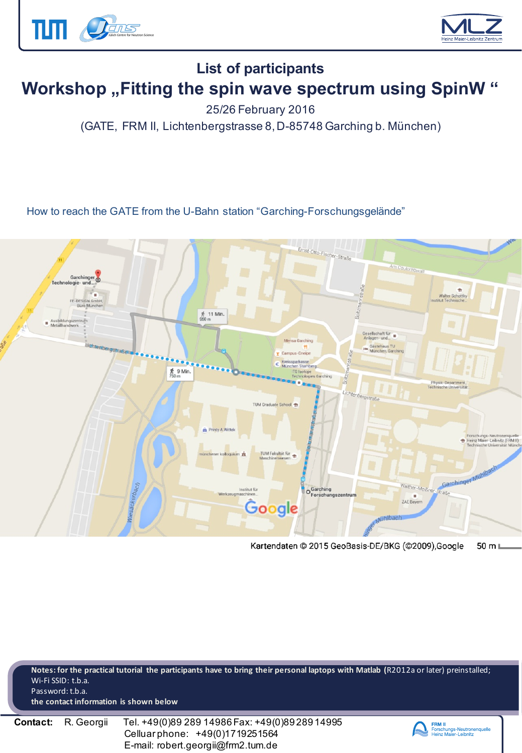# List of participants

## Workshop „Fitting the spin wave spectrum using SpinW "

25/26 February 2016

(GATE, FRM II, Lichtenbergstrasse 8, D-85748 Garching b. München)

How to reach the GATE from the U-Bahn station "Garching-Forschungsgelände"

Kartendaten © 2015 GeoBasis-DE/BKG (©2009),Google 50 m

**Notes: for the practical tutorial the participants have to bring their personal laptops with Matlab** (R2012a or later) preinstalled;
Wi-Fi SSID: t.b.a.
Password: t.b.a.
**the contact information is shown below**

**Contact:** R. Georgii Tel. +49(0)89 289 14986 Fax: +49(0)89 289 14995
Cellular phone: +49(0)171 9251564
E-mail: robert.georgii@frm2.tum.de